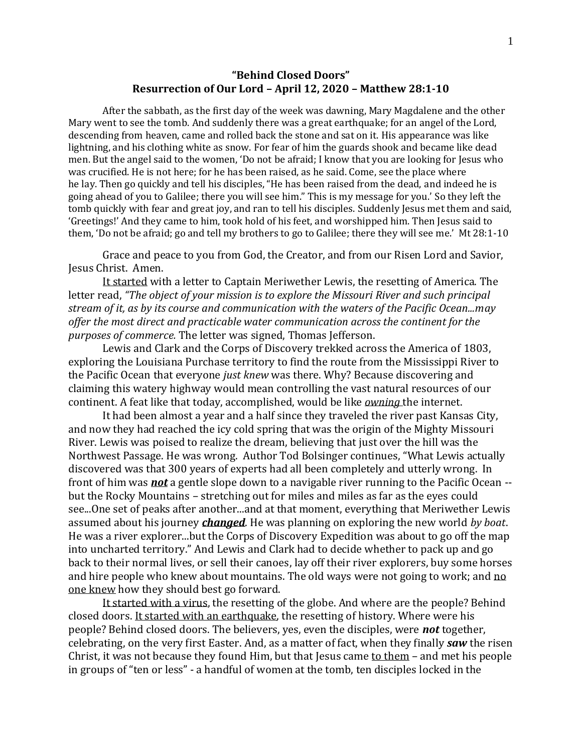**"Behind Closed Doors"**
**Resurrection of Our Lord – April 12, 2020 – Matthew 28:1-10**

After the sabbath, as the first day of the week was dawning, Mary Magdalene and the other Mary went to see the tomb. And suddenly there was a great earthquake; for an angel of the Lord, descending from heaven, came and rolled back the stone and sat on it. His appearance was like lightning, and his clothing white as snow. For fear of him the guards shook and became like dead men. But the angel said to the women, 'Do not be afraid; I know that you are looking for Jesus who was crucified. He is not here; for he has been raised, as he said. Come, see the place where he lay. Then go quickly and tell his disciples, "He has been raised from the dead, and indeed he is going ahead of you to Galilee; there you will see him." This is my message for you.' So they left the tomb quickly with fear and great joy, and ran to tell his disciples. Suddenly Jesus met them and said, 'Greetings!' And they came to him, took hold of his feet, and worshipped him. Then Jesus said to them, 'Do not be afraid; go and tell my brothers to go to Galilee; there they will see me.' Mt 28:1-10

Grace and peace to you from God, the Creator, and from our Risen Lord and Savior, Jesus Christ. Amen.

<u>It started</u> with a letter to Captain Meriwether Lewis, the resetting of America. The letter read, *"The object of your mission is to explore the Missouri River and such principal stream of it, as by its course and communication with the waters of the Pacific Ocean...may offer the most direct and practicable water communication across the continent for the purposes of commerce.* The letter was signed, Thomas Jefferson.

Lewis and Clark and the Corps of Discovery trekked across the America of 1803, exploring the Louisiana Purchase territory to find the route from the Mississippi River to the Pacific Ocean that everyone *just knew* was there. Why? Because discovering and claiming this watery highway would mean controlling the vast natural resources of our continent. A feat like that today, accomplished, would be like <u>*owning*</u> the internet.

It had been almost a year and a half since they traveled the river past Kansas City, and now they had reached the icy cold spring that was the origin of the Mighty Missouri River. Lewis was poised to realize the dream, believing that just over the hill was the Northwest Passage. He was wrong. Author Tod Bolsinger continues, "What Lewis actually discovered was that 300 years of experts had all been completely and utterly wrong. In front of him was <u>***not***</u> a gentle slope down to a navigable river running to the Pacific Ocean -- but the Rocky Mountains – stretching out for miles and miles as far as the eyes could see...One set of peaks after another...and at that moment, everything that Meriwether Lewis assumed about his journey <u>***changed***</u>. He was planning on exploring the new world *by boat*. He was a river explorer...but the Corps of Discovery Expedition was about to go off the map into uncharted territory." And Lewis and Clark had to decide whether to pack up and go back to their normal lives, or sell their canoes, lay off their river explorers, buy some horses and hire people who knew about mountains. The old ways were not going to work; and <u>no one knew</u> how they should best go forward.

<u>It started with a virus</u>, the resetting of the globe. And where are the people? Behind closed doors. <u>It started with an earthquake</u>, the resetting of history. Where were his people? Behind closed doors. The believers, yes, even the disciples, were ***not*** together, celebrating, on the very first Easter. And, as a matter of fact, when they finally ***saw*** the risen Christ, it was not because they found Him, but that Jesus came <u>to them</u> – and met his people in groups of "ten or less" - a handful of women at the tomb, ten disciples locked in the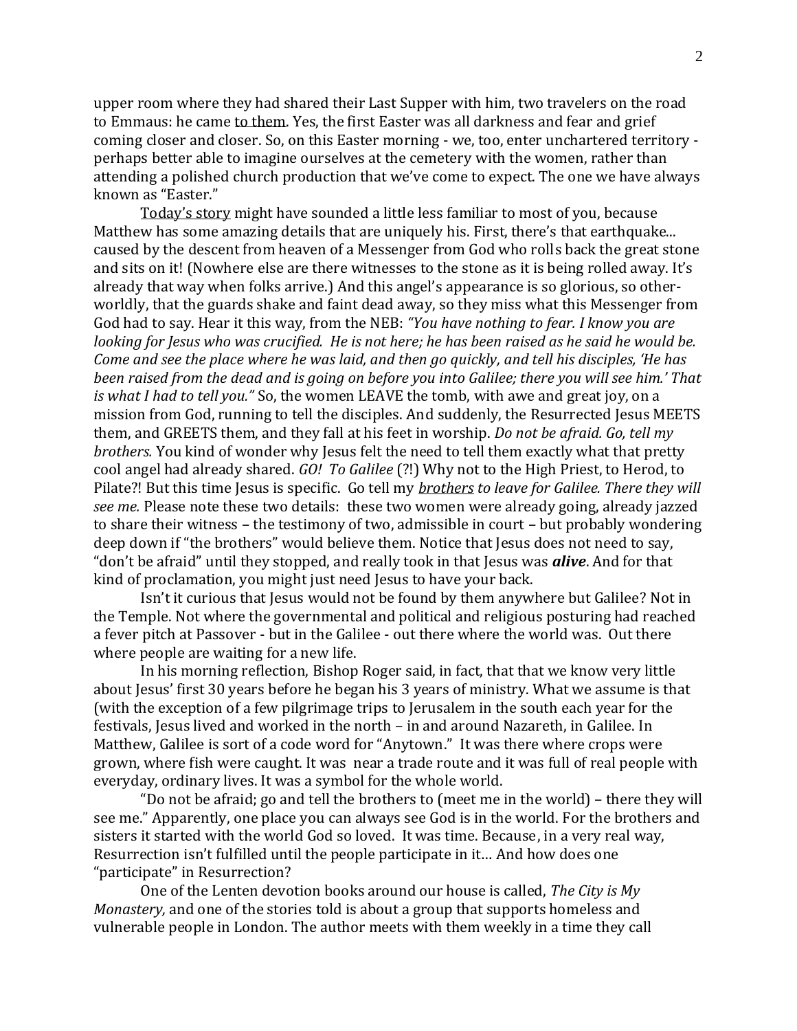upper room where they had shared their Last Supper with him, two travelers on the road to Emmaus: he came to them. Yes, the first Easter was all darkness and fear and grief coming closer and closer. So, on this Easter morning - we, too, enter unchartered territory - perhaps better able to imagine ourselves at the cemetery with the women, rather than attending a polished church production that we've come to expect. The one we have always known as "Easter."

Today's story might have sounded a little less familiar to most of you, because Matthew has some amazing details that are uniquely his. First, there's that earthquake... caused by the descent from heaven of a Messenger from God who rolls back the great stone and sits on it! (Nowhere else are there witnesses to the stone as it is being rolled away. It's already that way when folks arrive.) And this angel's appearance is so glorious, so other-worldly, that the guards shake and faint dead away, so they miss what this Messenger from God had to say. Hear it this way, from the NEB: *"You have nothing to fear. I know you are looking for Jesus who was crucified. He is not here; he has been raised as he said he would be. Come and see the place where he was laid, and then go quickly, and tell his disciples, 'He has been raised from the dead and is going on before you into Galilee; there you will see him.' That is what I had to tell you."* So, the women LEAVE the tomb, with awe and great joy, on a mission from God, running to tell the disciples. And suddenly, the Resurrected Jesus MEETS them, and GREETS them, and they fall at his feet in worship. *Do not be afraid. Go, tell my brothers.* You kind of wonder why Jesus felt the need to tell them exactly what that pretty cool angel had already shared. *GO! To Galilee* (?!) Why not to the High Priest, to Herod, to Pilate?! But this time Jesus is specific. Go tell my ***brothers*** *to leave for Galilee. There they will see me.* Please note these two details: these two women were already going, already jazzed to share their witness – the testimony of two, admissible in court – but probably wondering deep down if "the brothers" would believe them. Notice that Jesus does not need to say, "don't be afraid" until they stopped, and really took in that Jesus was ***alive***. And for that kind of proclamation, you might just need Jesus to have your back.

Isn't it curious that Jesus would not be found by them anywhere but Galilee? Not in the Temple. Not where the governmental and political and religious posturing had reached a fever pitch at Passover - but in the Galilee - out there where the world was. Out there where people are waiting for a new life.

In his morning reflection, Bishop Roger said, in fact, that that we know very little about Jesus' first 30 years before he began his 3 years of ministry. What we assume is that (with the exception of a few pilgrimage trips to Jerusalem in the south each year for the festivals, Jesus lived and worked in the north – in and around Nazareth, in Galilee. In Matthew, Galilee is sort of a code word for "Anytown." It was there where crops were grown, where fish were caught. It was near a trade route and it was full of real people with everyday, ordinary lives. It was a symbol for the whole world.

"Do not be afraid; go and tell the brothers to (meet me in the world) – there they will see me." Apparently, one place you can always see God is in the world. For the brothers and sisters it started with the world God so loved. It was time. Because, in a very real way, Resurrection isn't fulfilled until the people participate in it… And how does one "participate" in Resurrection?

One of the Lenten devotion books around our house is called, *The City is My Monastery,* and one of the stories told is about a group that supports homeless and vulnerable people in London. The author meets with them weekly in a time they call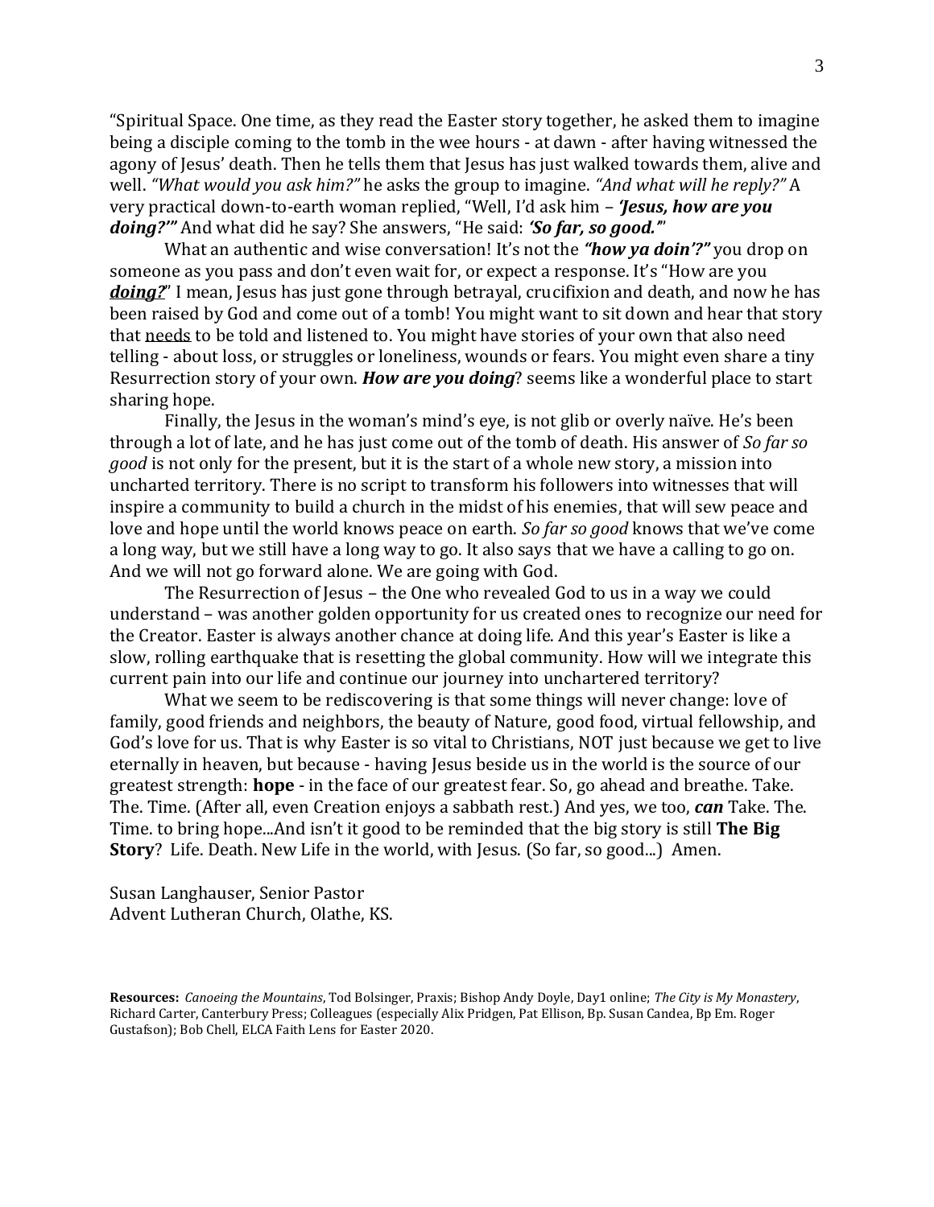"Spiritual Space. One time, as they read the Easter story together, he asked them to imagine being a disciple coming to the tomb in the wee hours - at dawn - after having witnessed the agony of Jesus' death. Then he tells them that Jesus has just walked towards them, alive and well. *"What would you ask him?"* he asks the group to imagine. *"And what will he reply?"* A very practical down-to-earth woman replied, "Well, I'd ask him – ***'Jesus, how are you doing?'"*** And what did he say? She answers, "He said: ***'So far, so good.'"***

What an authentic and wise conversation! It's not the ***"how ya doin'?"*** you drop on someone as you pass and don't even wait for, or expect a response. It's "How are you ***doing?***" I mean, Jesus has just gone through betrayal, crucifixion and death, and now he has been raised by God and come out of a tomb! You might want to sit down and hear that story that needs to be told and listened to. You might have stories of your own that also need telling - about loss, or struggles or loneliness, wounds or fears. You might even share a tiny Resurrection story of your own. ***How are you doing***? seems like a wonderful place to start sharing hope.

Finally, the Jesus in the woman's mind's eye, is not glib or overly naïve. He's been through a lot of late, and he has just come out of the tomb of death. His answer of *So far so good* is not only for the present, but it is the start of a whole new story, a mission into uncharted territory. There is no script to transform his followers into witnesses that will inspire a community to build a church in the midst of his enemies, that will sew peace and love and hope until the world knows peace on earth. *So far so good* knows that we've come a long way, but we still have a long way to go. It also says that we have a calling to go on. And we will not go forward alone. We are going with God.

The Resurrection of Jesus – the One who revealed God to us in a way we could understand – was another golden opportunity for us created ones to recognize our need for the Creator. Easter is always another chance at doing life. And this year's Easter is like a slow, rolling earthquake that is resetting the global community. How will we integrate this current pain into our life and continue our journey into unchartered territory?

What we seem to be rediscovering is that some things will never change: love of family, good friends and neighbors, the beauty of Nature, good food, virtual fellowship, and God's love for us. That is why Easter is so vital to Christians, NOT just because we get to live eternally in heaven, but because - having Jesus beside us in the world is the source of our greatest strength: **hope** - in the face of our greatest fear. So, go ahead and breathe. Take. The. Time. (After all, even Creation enjoys a sabbath rest.) And yes, we too, ***can*** Take. The. Time. to bring hope...And isn't it good to be reminded that the big story is still **The Big Story**? Life. Death. New Life in the world, with Jesus. (So far, so good...) Amen.

Susan Langhauser, Senior Pastor
Advent Lutheran Church, Olathe, KS.

**Resources:** *Canoeing the Mountains*, Tod Bolsinger, Praxis; Bishop Andy Doyle, Day1 online; *The City is My Monastery*, Richard Carter, Canterbury Press; Colleagues (especially Alix Pridgen, Pat Ellison, Bp. Susan Candea, Bp Em. Roger Gustafson); Bob Chell, ELCA Faith Lens for Easter 2020.